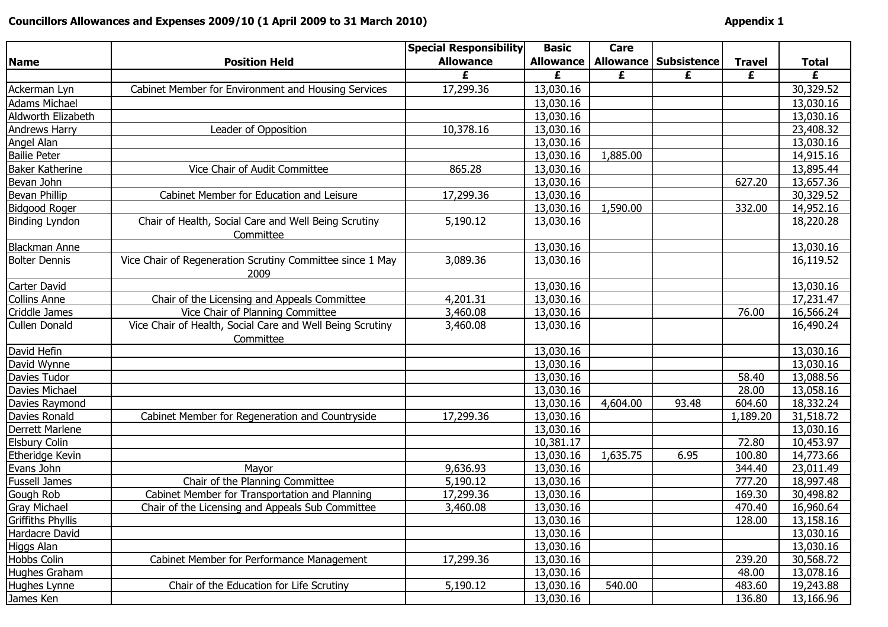**Councillors Allowances and Expenses 2009/10 (1 April 2009 to 31 March 2010)** **Appendix 1**

| Name | Position Held | Special Responsibility Allowance | Basic Allowance | Care Allowance | Subsistence | Travel | Total |
|---|---|---|---|---|---|---|---|
| | | £ | £ | £ | £ | £ | £ |
| Ackerman Lyn | Cabinet Member for Environment and Housing Services | 17,299.36 | 13,030.16 | | | | 30,329.52 |
| Adams Michael | | | 13,030.16 | | | | 13,030.16 |
| Aldworth Elizabeth | | | 13,030.16 | | | | 13,030.16 |
| Andrews Harry | Leader of Opposition | 10,378.16 | 13,030.16 | | | | 23,408.32 |
| Angel Alan | | | 13,030.16 | | | | 13,030.16 |
| Bailie Peter | | | 13,030.16 | 1,885.00 | | | 14,915.16 |
| Baker Katherine | Vice Chair of Audit Committee | 865.28 | 13,030.16 | | | | 13,895.44 |
| Bevan John | | | 13,030.16 | | | 627.20 | 13,657.36 |
| Bevan Phillip | Cabinet Member for Education and Leisure | 17,299.36 | 13,030.16 | | | | 30,329.52 |
| Bidgood Roger | | | 13,030.16 | 1,590.00 | | 332.00 | 14,952.16 |
| Binding Lyndon | Chair of Health, Social Care and Well Being Scrutiny Committee | 5,190.12 | 13,030.16 | | | | 18,220.28 |
| Blackman Anne | | | 13,030.16 | | | | 13,030.16 |
| Bolter Dennis | Vice Chair of Regeneration Scrutiny Committee since 1 May 2009 | 3,089.36 | 13,030.16 | | | | 16,119.52 |
| Carter David | | | 13,030.16 | | | | 13,030.16 |
| Collins Anne | Chair of the Licensing and Appeals Committee | 4,201.31 | 13,030.16 | | | | 17,231.47 |
| Criddle James | Vice Chair of Planning Committee | 3,460.08 | 13,030.16 | | | 76.00 | 16,566.24 |
| Cullen Donald | Vice Chair of Health, Social Care and Well Being Scrutiny Committee | 3,460.08 | 13,030.16 | | | | 16,490.24 |
| David Hefin | | | 13,030.16 | | | | 13,030.16 |
| David Wynne | | | 13,030.16 | | | | 13,030.16 |
| Davies Tudor | | | 13,030.16 | | | 58.40 | 13,088.56 |
| Davies Michael | | | 13,030.16 | | | 28.00 | 13,058.16 |
| Davies Raymond | | | 13,030.16 | 4,604.00 | 93.48 | 604.60 | 18,332.24 |
| Davies Ronald | Cabinet Member for Regeneration and Countryside | 17,299.36 | 13,030.16 | | | 1,189.20 | 31,518.72 |
| Derrett Marlene | | | 13,030.16 | | | | 13,030.16 |
| Elsbury Colin | | | 10,381.17 | | | 72.80 | 10,453.97 |
| Etheridge Kevin | | | 13,030.16 | 1,635.75 | 6.95 | 100.80 | 14,773.66 |
| Evans John | Mayor | 9,636.93 | 13,030.16 | | | 344.40 | 23,011.49 |
| Fussell James | Chair of the Planning Committee | 5,190.12 | 13,030.16 | | | 777.20 | 18,997.48 |
| Gough Rob | Cabinet Member for Transportation and Planning | 17,299.36 | 13,030.16 | | | 169.30 | 30,498.82 |
| Gray Michael | Chair of the Licensing and Appeals Sub Committee | 3,460.08 | 13,030.16 | | | 470.40 | 16,960.64 |
| Griffiths Phyllis | | | 13,030.16 | | | 128.00 | 13,158.16 |
| Hardacre David | | | 13,030.16 | | | | 13,030.16 |
| Higgs Alan | | | 13,030.16 | | | | 13,030.16 |
| Hobbs Colin | Cabinet Member for Performance Management | 17,299.36 | 13,030.16 | | | 239.20 | 30,568.72 |
| Hughes Graham | | | 13,030.16 | | | 48.00 | 13,078.16 |
| Hughes Lynne | Chair of the Education for Life Scrutiny | 5,190.12 | 13,030.16 | 540.00 | | 483.60 | 19,243.88 |
| James Ken | | | 13,030.16 | | | 136.80 | 13,166.96 |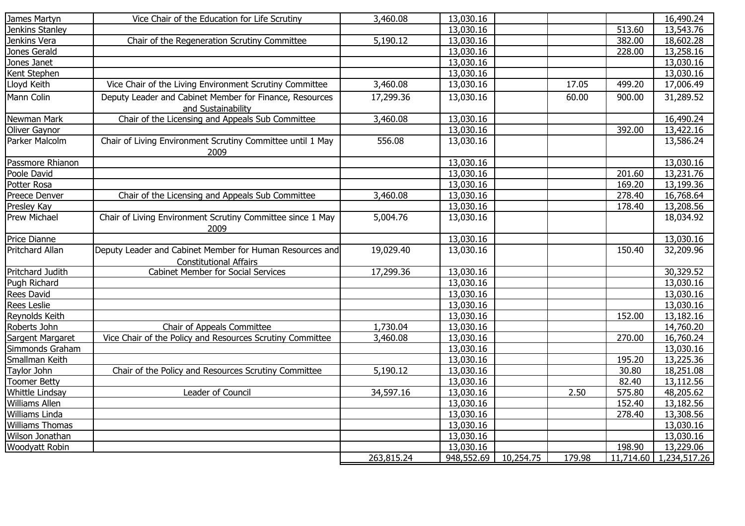| | | | | | | | |
|---|---|---|---|---|---|---|---|
| James Martyn | Vice Chair of the Education for Life Scrutiny | 3,460.08 | 13,030.16 | | | | 16,490.24 |
| Jenkins Stanley | | | 13,030.16 | | | 513.60 | 13,543.76 |
| Jenkins Vera | Chair of the Regeneration Scrutiny Committee | 5,190.12 | 13,030.16 | | | 382.00 | 18,602.28 |
| Jones Gerald | | | 13,030.16 | | | 228.00 | 13,258.16 |
| Jones Janet | | | 13,030.16 | | | | 13,030.16 |
| Kent Stephen | | | 13,030.16 | | | | 13,030.16 |
| Lloyd Keith | Vice Chair of the Living Environment Scrutiny Committee | 3,460.08 | 13,030.16 | | 17.05 | 499.20 | 17,006.49 |
| Mann Colin | Deputy Leader and Cabinet Member for Finance, Resources and Sustainability | 17,299.36 | 13,030.16 | | 60.00 | 900.00 | 31,289.52 |
| Newman Mark | Chair of the Licensing and Appeals Sub Committee | 3,460.08 | 13,030.16 | | | | 16,490.24 |
| Oliver Gaynor | | | 13,030.16 | | | 392.00 | 13,422.16 |
| Parker Malcolm | Chair of Living Environment Scrutiny Committee until 1 May 2009 | 556.08 | 13,030.16 | | | | 13,586.24 |
| Passmore Rhianon | | | 13,030.16 | | | | 13,030.16 |
| Poole David | | | 13,030.16 | | | 201.60 | 13,231.76 |
| Potter Rosa | | | 13,030.16 | | | 169.20 | 13,199.36 |
| Preece Denver | Chair of the Licensing and Appeals Sub Committee | 3,460.08 | 13,030.16 | | | 278.40 | 16,768.64 |
| Presley Kay | | | 13,030.16 | | | 178.40 | 13,208.56 |
| Prew Michael | Chair of Living Environment Scrutiny Committee since 1 May 2009 | 5,004.76 | 13,030.16 | | | | 18,034.92 |
| Price Dianne | | | 13,030.16 | | | | 13,030.16 |
| Pritchard Allan | Deputy Leader and Cabinet Member for Human Resources and Constitutional Affairs | 19,029.40 | 13,030.16 | | | 150.40 | 32,209.96 |
| Pritchard Judith | Cabinet Member for Social Services | 17,299.36 | 13,030.16 | | | | 30,329.52 |
| Pugh Richard | | | 13,030.16 | | | | 13,030.16 |
| Rees David | | | 13,030.16 | | | | 13,030.16 |
| Rees Leslie | | | 13,030.16 | | | | 13,030.16 |
| Reynolds Keith | | | 13,030.16 | | | 152.00 | 13,182.16 |
| Roberts John | Chair of Appeals Committee | 1,730.04 | 13,030.16 | | | | 14,760.20 |
| Sargent Margaret | Vice Chair of the Policy and Resources Scrutiny Committee | 3,460.08 | 13,030.16 | | | 270.00 | 16,760.24 |
| Simmonds Graham | | | 13,030.16 | | | | 13,030.16 |
| Smallman Keith | | | 13,030.16 | | | 195.20 | 13,225.36 |
| Taylor John | Chair of the Policy and Resources Scrutiny Committee | 5,190.12 | 13,030.16 | | | 30.80 | 18,251.08 |
| Toomer Betty | | | 13,030.16 | | | 82.40 | 13,112.56 |
| Whittle Lindsay | Leader of Council | 34,597.16 | 13,030.16 | | 2.50 | 575.80 | 48,205.62 |
| Williams Allen | | | 13,030.16 | | | 152.40 | 13,182.56 |
| Williams Linda | | | 13,030.16 | | | 278.40 | 13,308.56 |
| Williams Thomas | | | 13,030.16 | | | | 13,030.16 |
| Wilson Jonathan | | | 13,030.16 | | | | 13,030.16 |
| Woodyatt Robin | | | 13,030.16 | | | 198.90 | 13,229.06 |
| | | 263,815.24 | 948,552.69 | 10,254.75 | 179.98 | 11,714.60 | 1,234,517.26 |